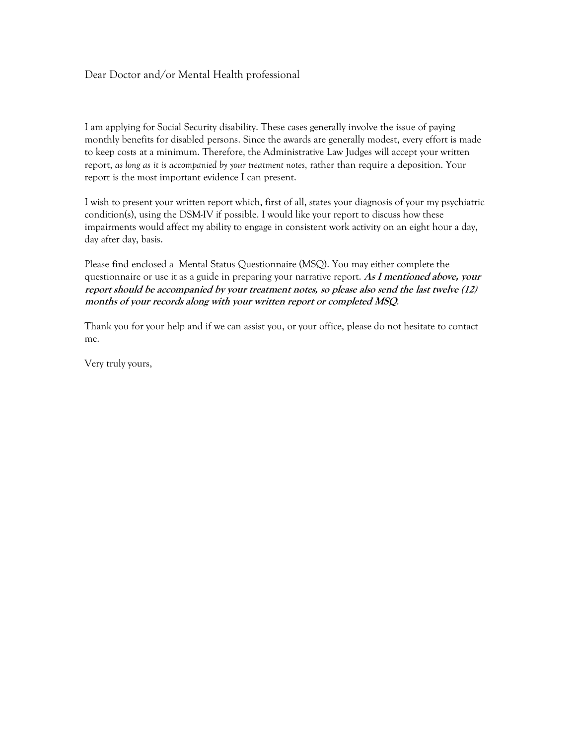Dear Doctor and/or Mental Health professional

I am applying for Social Security disability. These cases generally involve the issue of paying monthly benefits for disabled persons. Since the awards are generally modest, every effort is made to keep costs at a minimum. Therefore, the Administrative Law Judges will accept your written report, *as long as it is accompanied by your treatment notes*, rather than require a deposition. Your report is the most important evidence I can present.

I wish to present your written report which, first of all, states your diagnosis of your my psychiatric condition(s), using the DSM-IV if possible. I would like your report to discuss how these impairments would affect my ability to engage in consistent work activity on an eight hour a day, day after day, basis.

Please find enclosed a Mental Status Questionnaire (MSQ). You may either complete the questionnaire or use it as a guide in preparing your narrative report. ***As I mentioned above, your report should be accompanied by your treatment notes, so please also send the last twelve (12) months of your records along with your written report or completed MSQ***.

Thank you for your help and if we can assist you, or your office, please do not hesitate to contact me.

Very truly yours,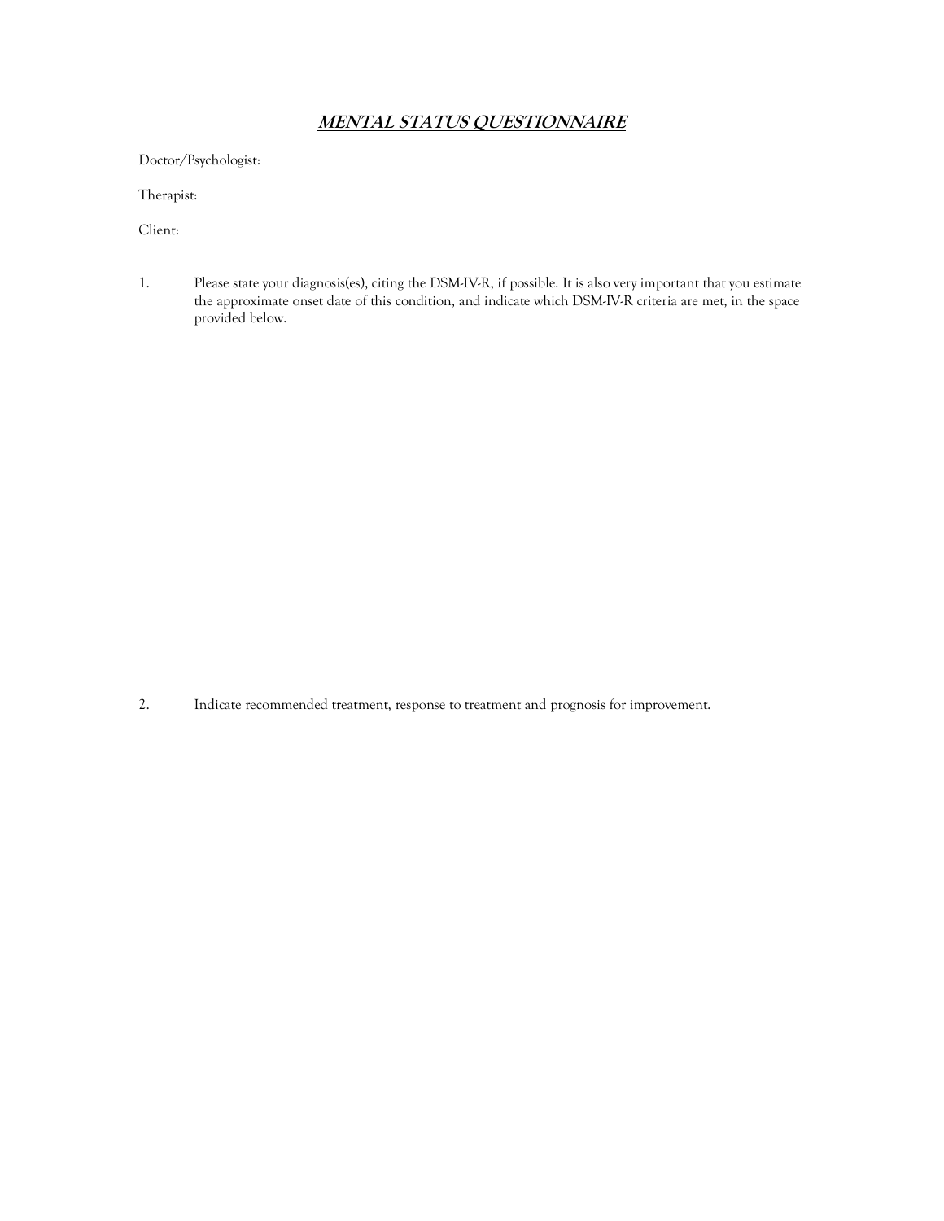# ***MENTAL STATUS QUESTIONNAIRE***

Doctor/Psychologist:

Therapist:

Client:

1. Please state your diagnosis(es), citing the DSM-IV-R, if possible. It is also very important that you estimate the approximate onset date of this condition, and indicate which DSM-IV-R criteria are met, in the space provided below.

2. Indicate recommended treatment, response to treatment and prognosis for improvement.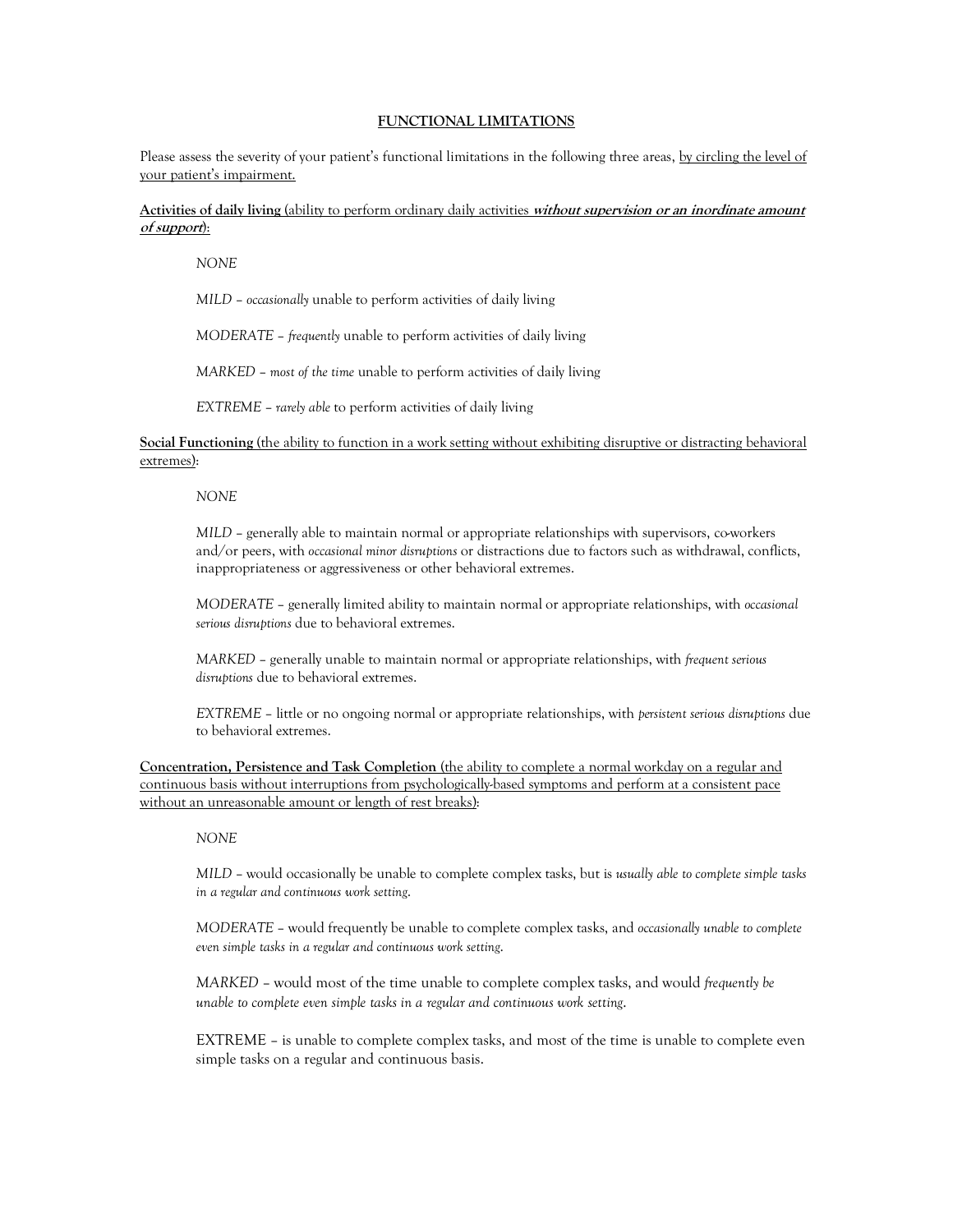## FUNCTIONAL LIMITATIONS

Please assess the severity of your patient's functional limitations in the following three areas, <u>by circling the level of your patient's impairment.</u>

<u>**Activities of daily living** (ability to perform ordinary daily activities ***without supervision or an inordinate amount of support***):</u>

*NONE*

*MILD* – *occasionally* unable to perform activities of daily living

*MODERATE* – *frequently* unable to perform activities of daily living

*MARKED* – *most of the time* unable to perform activities of daily living

*EXTREME* – *rarely able* to perform activities of daily living

<u>**Social Functioning** (the ability to function in a work setting without exhibiting disruptive or distracting behavioral extremes):</u>

*NONE*

*MILD* – generally able to maintain normal or appropriate relationships with supervisors, co-workers and/or peers, with *occasional minor disruptions* or distractions due to factors such as withdrawal, conflicts, inappropriateness or aggressiveness or other behavioral extremes.

*MODERATE* – generally limited ability to maintain normal or appropriate relationships, with *occasional serious disruptions* due to behavioral extremes.

*MARKED* – generally unable to maintain normal or appropriate relationships, with *frequent serious disruptions* due to behavioral extremes.

*EXTREME* – little or no ongoing normal or appropriate relationships, with *persistent serious disruptions* due to behavioral extremes.

<u>**Concentration, Persistence and Task Completion** (the ability to complete a normal workday on a regular and continuous basis without interruptions from psychologically-based symptoms and perform at a consistent pace without an unreasonable amount or length of rest breaks):</u>

*NONE*

*MILD* – would occasionally be unable to complete complex tasks, but is *usually able to complete simple tasks in a regular and continuous work setting.*

*MODERATE* – would frequently be unable to complete complex tasks, and *occasionally unable to complete even simple tasks in a regular and continuous work setting.*

*MARKED* – would most of the time unable to complete complex tasks, and would *frequently be unable to complete even simple tasks in a regular and continuous work setting.*

EXTREME – is unable to complete complex tasks, and most of the time is unable to complete even simple tasks on a regular and continuous basis.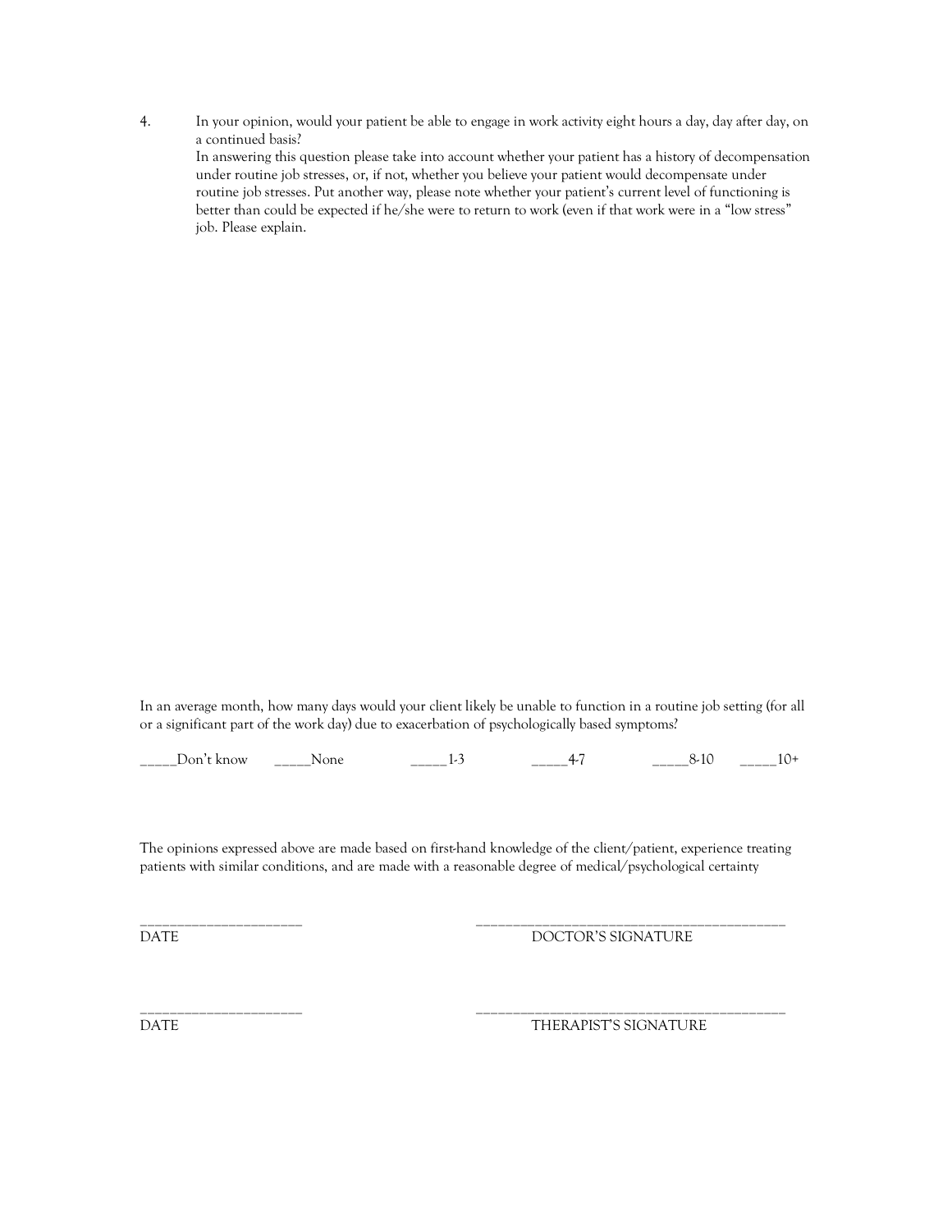4. In your opinion, would your patient be able to engage in work activity eight hours a day, day after day, on a continued basis?
   In answering this question please take into account whether your patient has a history of decompensation under routine job stresses, or, if not, whether you believe your patient would decompensate under routine job stresses. Put another way, please note whether your patient's current level of functioning is better than could be expected if he/she were to return to work (even if that work were in a "low stress" job. Please explain.

In an average month, how many days would your client likely be unable to function in a routine job setting (for all or a significant part of the work day) due to exacerbation of psychologically based symptoms?

_____Don't know  _____None  _____1-3  _____4-7  _____8-10  _____10+

The opinions expressed above are made based on first-hand knowledge of the client/patient, experience treating patients with similar conditions, and are made with a reasonable degree of medical/psychological certainty

_____________________  ____________________________________________
DATE  DOCTOR'S SIGNATURE

_____________________  ____________________________________________
DATE  THERAPIST'S SIGNATURE